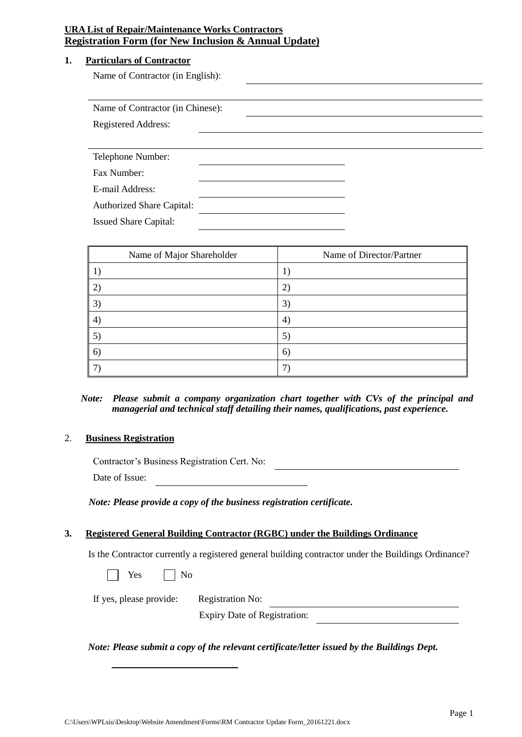**URA List of Repair/Maintenance Works Contractors**
**Registration Form (for New Inclusion & Annual Update)**

## 1. Particulars of Contractor

Name of Contractor (in English): ______________________________

______________________________

Name of Contractor (in Chinese): ______________________________

Registered Address: ______________________________

______________________________

Telephone Number: ____________________

Fax Number: ____________________

E-mail Address: ____________________

Authorized Share Capital: ____________________

Issued Share Capital: ____________________

| Name of Major Shareholder | Name of Director/Partner |
|---|---|
| 1) | 1) |
| 2) | 2) |
| 3) | 3) |
| 4) | 4) |
| 5) | 5) |
| 6) | 6) |
| 7) | 7) |

***Note: Please submit a company organization chart together with CVs of the principal and managerial and technical staff detailing their names, qualifications, past experience.***

## 2. Business Registration

Contractor's Business Registration Cert. No: ____________________

Date of Issue: ____________________

***Note: Please provide a copy of the business registration certificate.***

## 3. Registered General Building Contractor (RGBC) under the Buildings Ordinance

Is the Contractor currently a registered general building contractor under the Buildings Ordinance?

☐ Yes ☐ No

If yes, please provide: Registration No: ____________________

Expiry Date of Registration: ____________________

***Note: Please submit a copy of the relevant certificate/letter issued by the Buildings Dept.***

C:\Users\WPLsiu\Desktop\Website Amendment\Forms\RM Contractor Update Form_20161221.docx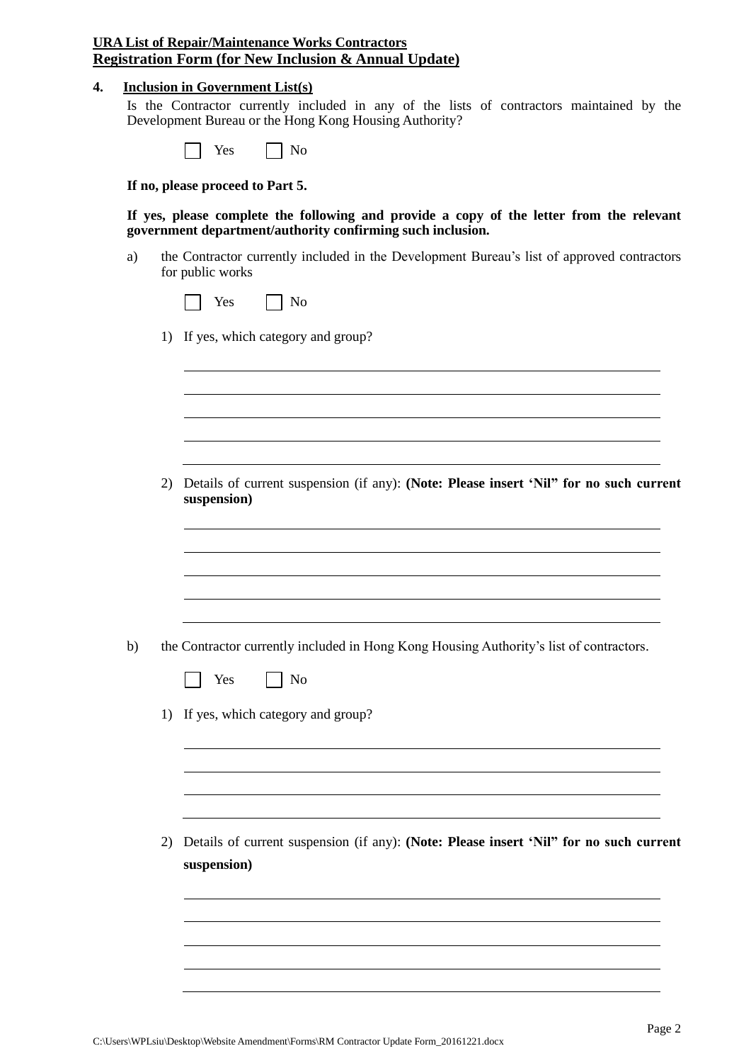**URA List of Repair/Maintenance Works Contractors**
**Registration Form (for New Inclusion & Annual Update)**

## 4. Inclusion in Government List(s)

Is the Contractor currently included in any of the lists of contractors maintained by the Development Bureau or the Hong Kong Housing Authority?

☐ Yes ☐ No

**If no, please proceed to Part 5.**

**If yes, please complete the following and provide a copy of the letter from the relevant government department/authority confirming such inclusion.**

a) the Contractor currently included in the Development Bureau's list of approved contractors for public works

☐ Yes ☐ No

1) If yes, which category and group?

_______________________________________________

_______________________________________________

_______________________________________________

_______________________________________________

_______________________________________________

2) Details of current suspension (if any): **(Note: Please insert 'Nil" for no such current suspension)**

_______________________________________________

_______________________________________________

_______________________________________________

_______________________________________________

_______________________________________________

b) the Contractor currently included in Hong Kong Housing Authority's list of contractors.

☐ Yes ☐ No

1) If yes, which category and group?

_______________________________________________

_______________________________________________

_______________________________________________

_______________________________________________

2) Details of current suspension (if any): **(Note: Please insert 'Nil" for no such current suspension)**

_______________________________________________

_______________________________________________

_______________________________________________

_______________________________________________

_______________________________________________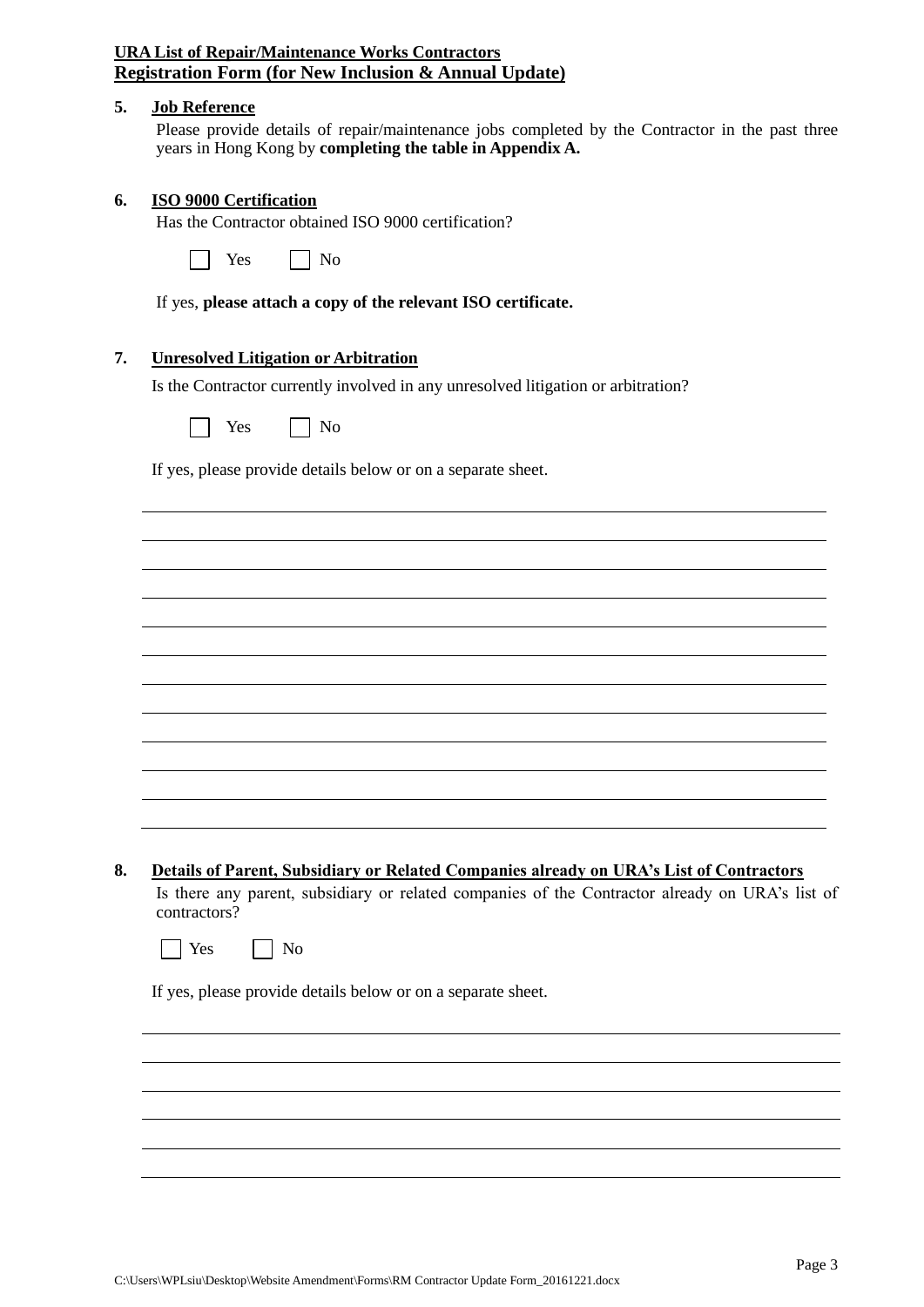**URA List of Repair/Maintenance Works Contractors**
**Registration Form (for New Inclusion & Annual Update)**

**5. Job Reference**

Please provide details of repair/maintenance jobs completed by the Contractor in the past three years in Hong Kong by **completing the table in Appendix A.**

**6. ISO 9000 Certification**

Has the Contractor obtained ISO 9000 certification?

☐ Yes ☐ No

If yes, **please attach a copy of the relevant ISO certificate.**

**7. Unresolved Litigation or Arbitration**

Is the Contractor currently involved in any unresolved litigation or arbitration?

☐ Yes ☐ No

If yes, please provide details below or on a separate sheet.

\_\_\_\_\_\_\_\_\_\_\_\_\_\_\_\_\_\_\_\_\_\_\_\_\_\_\_\_\_\_\_\_\_\_\_\_\_\_\_\_\_\_\_\_\_\_\_\_\_\_\_\_\_\_\_\_\_\_\_\_\_\_\_\_\_\_\_\_\_\_\_\_

\_\_\_\_\_\_\_\_\_\_\_\_\_\_\_\_\_\_\_\_\_\_\_\_\_\_\_\_\_\_\_\_\_\_\_\_\_\_\_\_\_\_\_\_\_\_\_\_\_\_\_\_\_\_\_\_\_\_\_\_\_\_\_\_\_\_\_\_\_\_\_\_

\_\_\_\_\_\_\_\_\_\_\_\_\_\_\_\_\_\_\_\_\_\_\_\_\_\_\_\_\_\_\_\_\_\_\_\_\_\_\_\_\_\_\_\_\_\_\_\_\_\_\_\_\_\_\_\_\_\_\_\_\_\_\_\_\_\_\_\_\_\_\_\_

\_\_\_\_\_\_\_\_\_\_\_\_\_\_\_\_\_\_\_\_\_\_\_\_\_\_\_\_\_\_\_\_\_\_\_\_\_\_\_\_\_\_\_\_\_\_\_\_\_\_\_\_\_\_\_\_\_\_\_\_\_\_\_\_\_\_\_\_\_\_\_\_

\_\_\_\_\_\_\_\_\_\_\_\_\_\_\_\_\_\_\_\_\_\_\_\_\_\_\_\_\_\_\_\_\_\_\_\_\_\_\_\_\_\_\_\_\_\_\_\_\_\_\_\_\_\_\_\_\_\_\_\_\_\_\_\_\_\_\_\_\_\_\_\_

\_\_\_\_\_\_\_\_\_\_\_\_\_\_\_\_\_\_\_\_\_\_\_\_\_\_\_\_\_\_\_\_\_\_\_\_\_\_\_\_\_\_\_\_\_\_\_\_\_\_\_\_\_\_\_\_\_\_\_\_\_\_\_\_\_\_\_\_\_\_\_\_

\_\_\_\_\_\_\_\_\_\_\_\_\_\_\_\_\_\_\_\_\_\_\_\_\_\_\_\_\_\_\_\_\_\_\_\_\_\_\_\_\_\_\_\_\_\_\_\_\_\_\_\_\_\_\_\_\_\_\_\_\_\_\_\_\_\_\_\_\_\_\_\_

\_\_\_\_\_\_\_\_\_\_\_\_\_\_\_\_\_\_\_\_\_\_\_\_\_\_\_\_\_\_\_\_\_\_\_\_\_\_\_\_\_\_\_\_\_\_\_\_\_\_\_\_\_\_\_\_\_\_\_\_\_\_\_\_\_\_\_\_\_\_\_\_

\_\_\_\_\_\_\_\_\_\_\_\_\_\_\_\_\_\_\_\_\_\_\_\_\_\_\_\_\_\_\_\_\_\_\_\_\_\_\_\_\_\_\_\_\_\_\_\_\_\_\_\_\_\_\_\_\_\_\_\_\_\_\_\_\_\_\_\_\_\_\_\_

\_\_\_\_\_\_\_\_\_\_\_\_\_\_\_\_\_\_\_\_\_\_\_\_\_\_\_\_\_\_\_\_\_\_\_\_\_\_\_\_\_\_\_\_\_\_\_\_\_\_\_\_\_\_\_\_\_\_\_\_\_\_\_\_\_\_\_\_\_\_\_\_

\_\_\_\_\_\_\_\_\_\_\_\_\_\_\_\_\_\_\_\_\_\_\_\_\_\_\_\_\_\_\_\_\_\_\_\_\_\_\_\_\_\_\_\_\_\_\_\_\_\_\_\_\_\_\_\_\_\_\_\_\_\_\_\_\_\_\_\_\_\_\_\_

\_\_\_\_\_\_\_\_\_\_\_\_\_\_\_\_\_\_\_\_\_\_\_\_\_\_\_\_\_\_\_\_\_\_\_\_\_\_\_\_\_\_\_\_\_\_\_\_\_\_\_\_\_\_\_\_\_\_\_\_\_\_\_\_\_\_\_\_\_\_\_\_

**8. Details of Parent, Subsidiary or Related Companies already on URA's List of Contractors**

Is there any parent, subsidiary or related companies of the Contractor already on URA's list of contractors?

☐ Yes ☐ No

If yes, please provide details below or on a separate sheet.

\_\_\_\_\_\_\_\_\_\_\_\_\_\_\_\_\_\_\_\_\_\_\_\_\_\_\_\_\_\_\_\_\_\_\_\_\_\_\_\_\_\_\_\_\_\_\_\_\_\_\_\_\_\_\_\_\_\_\_\_\_\_\_\_\_\_\_\_\_\_\_\_

\_\_\_\_\_\_\_\_\_\_\_\_\_\_\_\_\_\_\_\_\_\_\_\_\_\_\_\_\_\_\_\_\_\_\_\_\_\_\_\_\_\_\_\_\_\_\_\_\_\_\_\_\_\_\_\_\_\_\_\_\_\_\_\_\_\_\_\_\_\_\_\_

\_\_\_\_\_\_\_\_\_\_\_\_\_\_\_\_\_\_\_\_\_\_\_\_\_\_\_\_\_\_\_\_\_\_\_\_\_\_\_\_\_\_\_\_\_\_\_\_\_\_\_\_\_\_\_\_\_\_\_\_\_\_\_\_\_\_\_\_\_\_\_\_

\_\_\_\_\_\_\_\_\_\_\_\_\_\_\_\_\_\_\_\_\_\_\_\_\_\_\_\_\_\_\_\_\_\_\_\_\_\_\_\_\_\_\_\_\_\_\_\_\_\_\_\_\_\_\_\_\_\_\_\_\_\_\_\_\_\_\_\_\_\_\_\_

\_\_\_\_\_\_\_\_\_\_\_\_\_\_\_\_\_\_\_\_\_\_\_\_\_\_\_\_\_\_\_\_\_\_\_\_\_\_\_\_\_\_\_\_\_\_\_\_\_\_\_\_\_\_\_\_\_\_\_\_\_\_\_\_\_\_\_\_\_\_\_\_

\_\_\_\_\_\_\_\_\_\_\_\_\_\_\_\_\_\_\_\_\_\_\_\_\_\_\_\_\_\_\_\_\_\_\_\_\_\_\_\_\_\_\_\_\_\_\_\_\_\_\_\_\_\_\_\_\_\_\_\_\_\_\_\_\_\_\_\_\_\_\_\_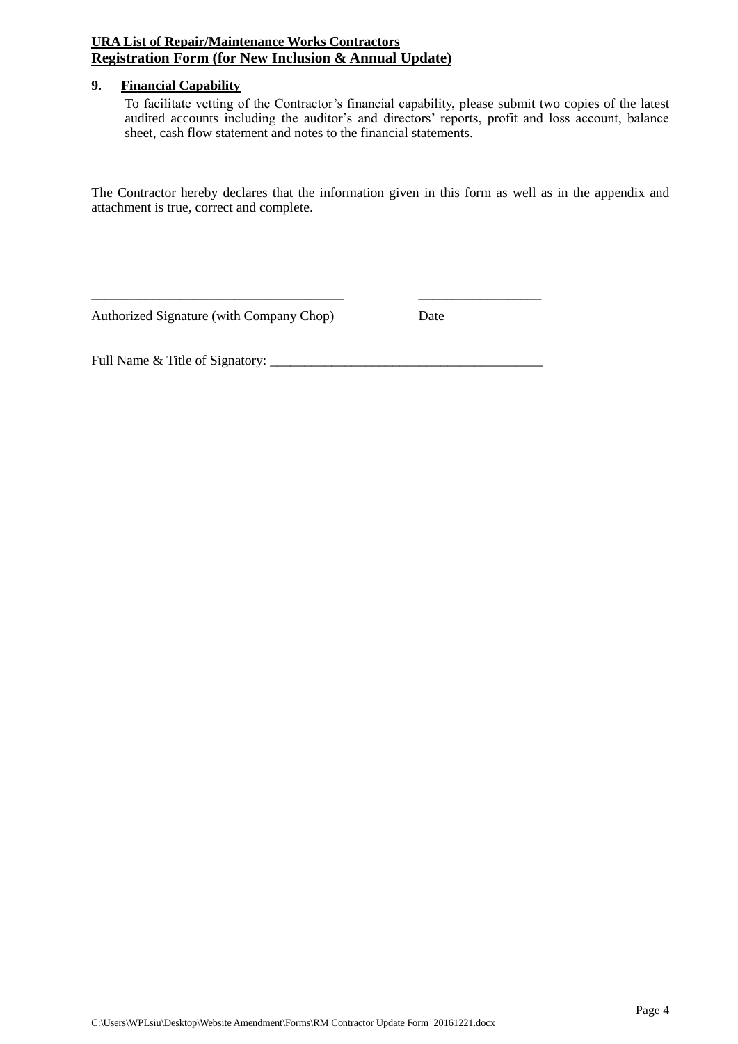**9. Financial Capability**

To facilitate vetting of the Contractor's financial capability, please submit two copies of the latest audited accounts including the auditor's and directors' reports, profit and loss account, balance sheet, cash flow statement and notes to the financial statements.

The Contractor hereby declares that the information given in this form as well as in the appendix and attachment is true, correct and complete.

_____________________________________ __________________

Authorized Signature (with Company Chop) Date

Full Name & Title of Signatory: ________________________________________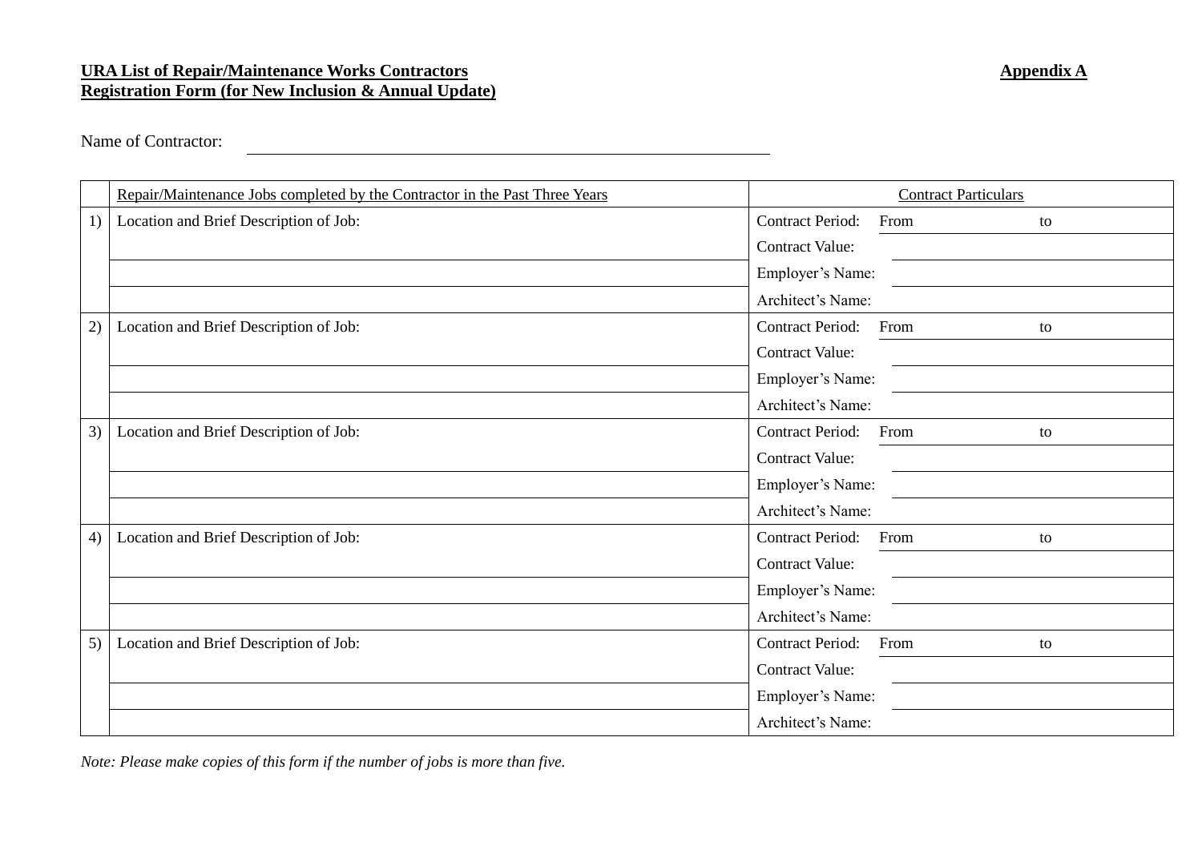**URA List of Repair/Maintenance Works Contractors** **Appendix A**

**Registration Form (for New Inclusion & Annual Update)**

Name of Contractor: ______________________________

| | Repair/Maintenance Jobs completed by the Contractor in the Past Three Years | Contract Particulars |
|---|---|---|
| 1) | Location and Brief Description of Job: | Contract Period: From to |
| | | Contract Value: |
| | | Employer's Name: |
| | | Architect's Name: |
| 2) | Location and Brief Description of Job: | Contract Period: From to |
| | | Contract Value: |
| | | Employer's Name: |
| | | Architect's Name: |
| 3) | Location and Brief Description of Job: | Contract Period: From to |
| | | Contract Value: |
| | | Employer's Name: |
| | | Architect's Name: |
| 4) | Location and Brief Description of Job: | Contract Period: From to |
| | | Contract Value: |
| | | Employer's Name: |
| | | Architect's Name: |
| 5) | Location and Brief Description of Job: | Contract Period: From to |
| | | Contract Value: |
| | | Employer's Name: |
| | | Architect's Name: |

*Note: Please make copies of this form if the number of jobs is more than five.*